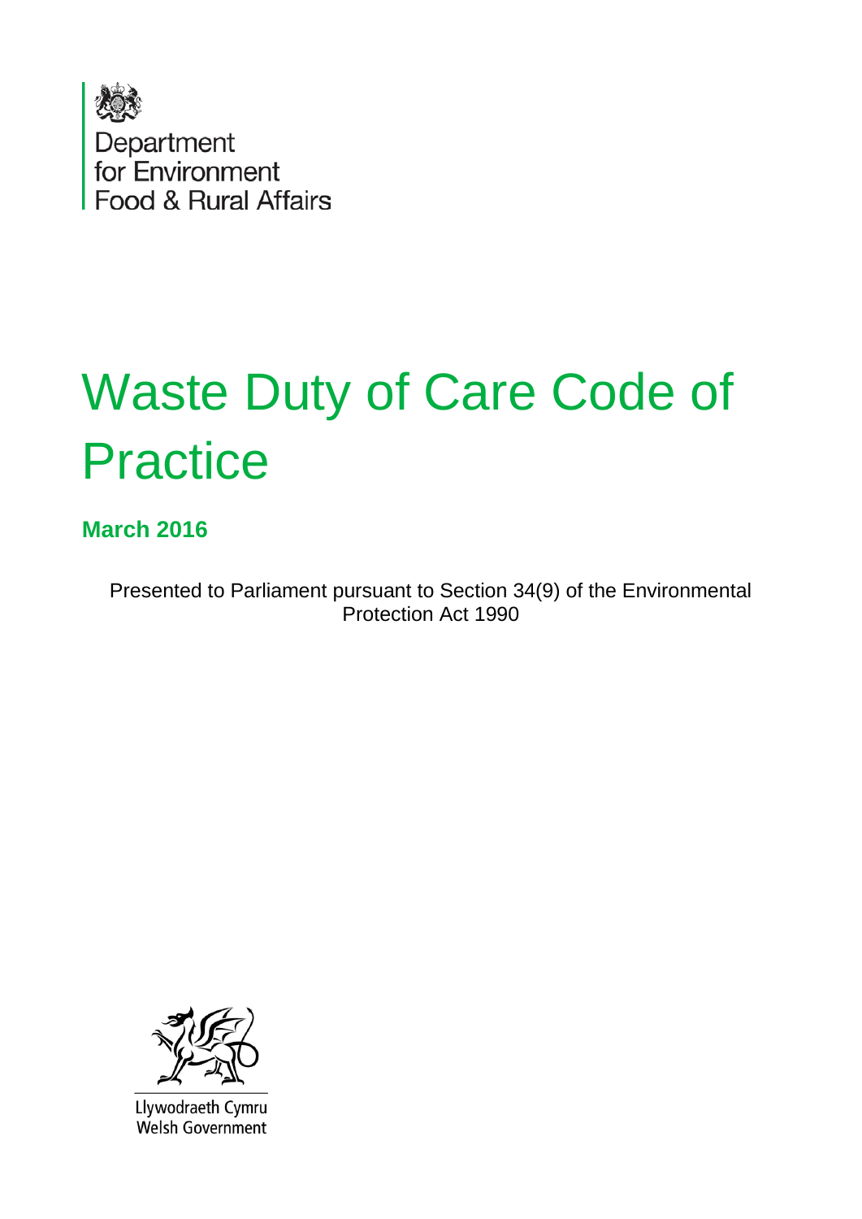Department for Environment Food & Rural Affairs

# Waste Duty of Care Code of Practice

**March 2016**

Presented to Parliament pursuant to Section 34(9) of the Environmental Protection Act 1990

Llywodraeth Cymru
Welsh Government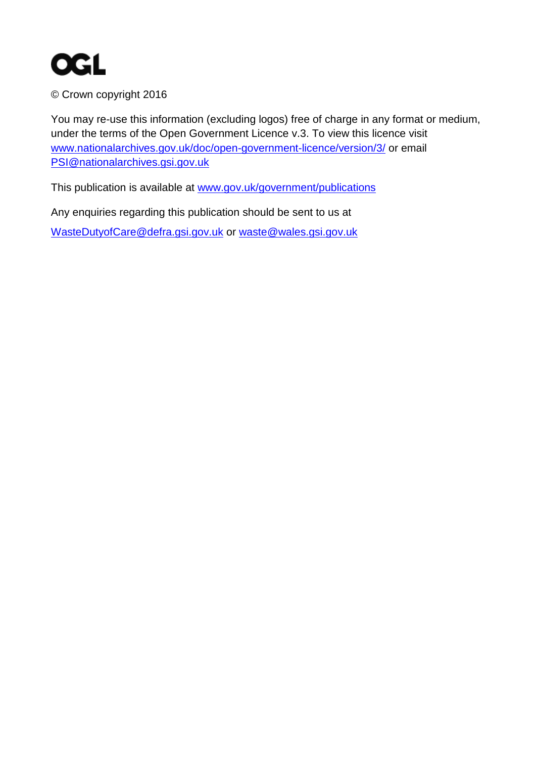OGL

© Crown copyright 2016

You may re-use this information (excluding logos) free of charge in any format or medium, under the terms of the Open Government Licence v.3. To view this licence visit www.nationalarchives.gov.uk/doc/open-government-licence/version/3/ or email PSI@nationalarchives.gsi.gov.uk

This publication is available at www.gov.uk/government/publications

Any enquiries regarding this publication should be sent to us at

WasteDutyofCare@defra.gsi.gov.uk or waste@wales.gsi.gov.uk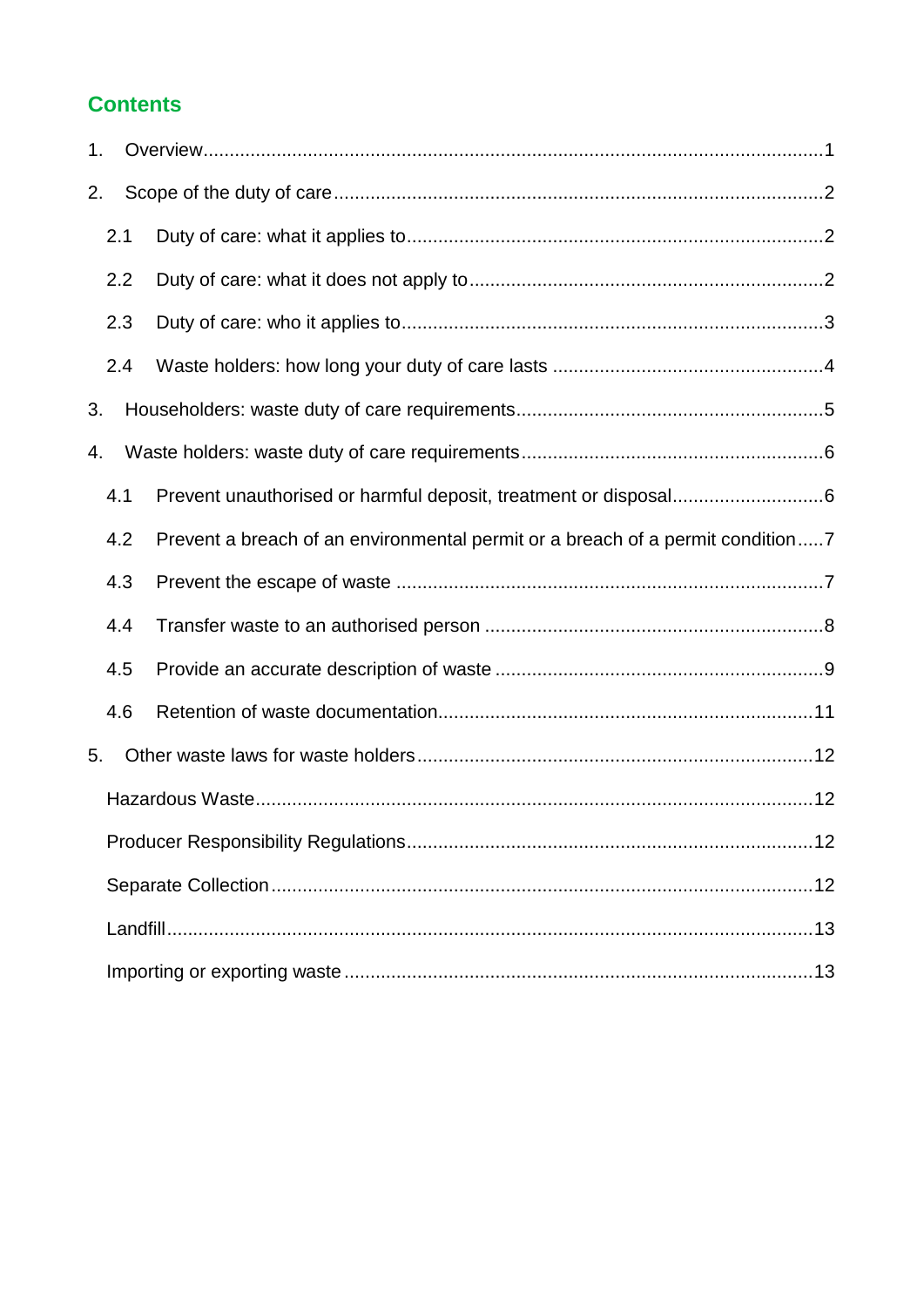## Contents

1. Overview ..... 1
2. Scope of the duty of care ..... 2
   - 2.1 Duty of care: what it applies to ..... 2
   - 2.2 Duty of care: what it does not apply to ..... 2
   - 2.3 Duty of care: who it applies to ..... 3
   - 2.4 Waste holders: how long your duty of care lasts ..... 4
3. Householders: waste duty of care requirements ..... 5
4. Waste holders: waste duty of care requirements ..... 6
   - 4.1 Prevent unauthorised or harmful deposit, treatment or disposal ..... 6
   - 4.2 Prevent a breach of an environmental permit or a breach of a permit condition ..... 7
   - 4.3 Prevent the escape of waste ..... 7
   - 4.4 Transfer waste to an authorised person ..... 8
   - 4.5 Provide an accurate description of waste ..... 9
   - 4.6 Retention of waste documentation ..... 11
5. Other waste laws for waste holders ..... 12
   - Hazardous Waste ..... 12
   - Producer Responsibility Regulations ..... 12
   - Separate Collection ..... 12
   - Landfill ..... 13
   - Importing or exporting waste ..... 13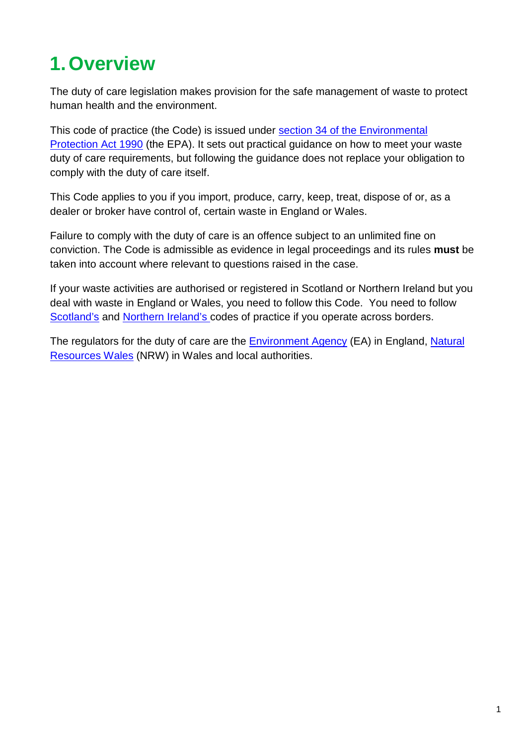# 1. Overview

The duty of care legislation makes provision for the safe management of waste to protect human health and the environment.

This code of practice (the Code) is issued under section 34 of the Environmental Protection Act 1990 (the EPA). It sets out practical guidance on how to meet your waste duty of care requirements, but following the guidance does not replace your obligation to comply with the duty of care itself.

This Code applies to you if you import, produce, carry, keep, treat, dispose of or, as a dealer or broker have control of, certain waste in England or Wales.

Failure to comply with the duty of care is an offence subject to an unlimited fine on conviction. The Code is admissible as evidence in legal proceedings and its rules **must** be taken into account where relevant to questions raised in the case.

If your waste activities are authorised or registered in Scotland or Northern Ireland but you deal with waste in England or Wales, you need to follow this Code. You need to follow Scotland's and Northern Ireland's codes of practice if you operate across borders.

The regulators for the duty of care are the Environment Agency (EA) in England, Natural Resources Wales (NRW) in Wales and local authorities.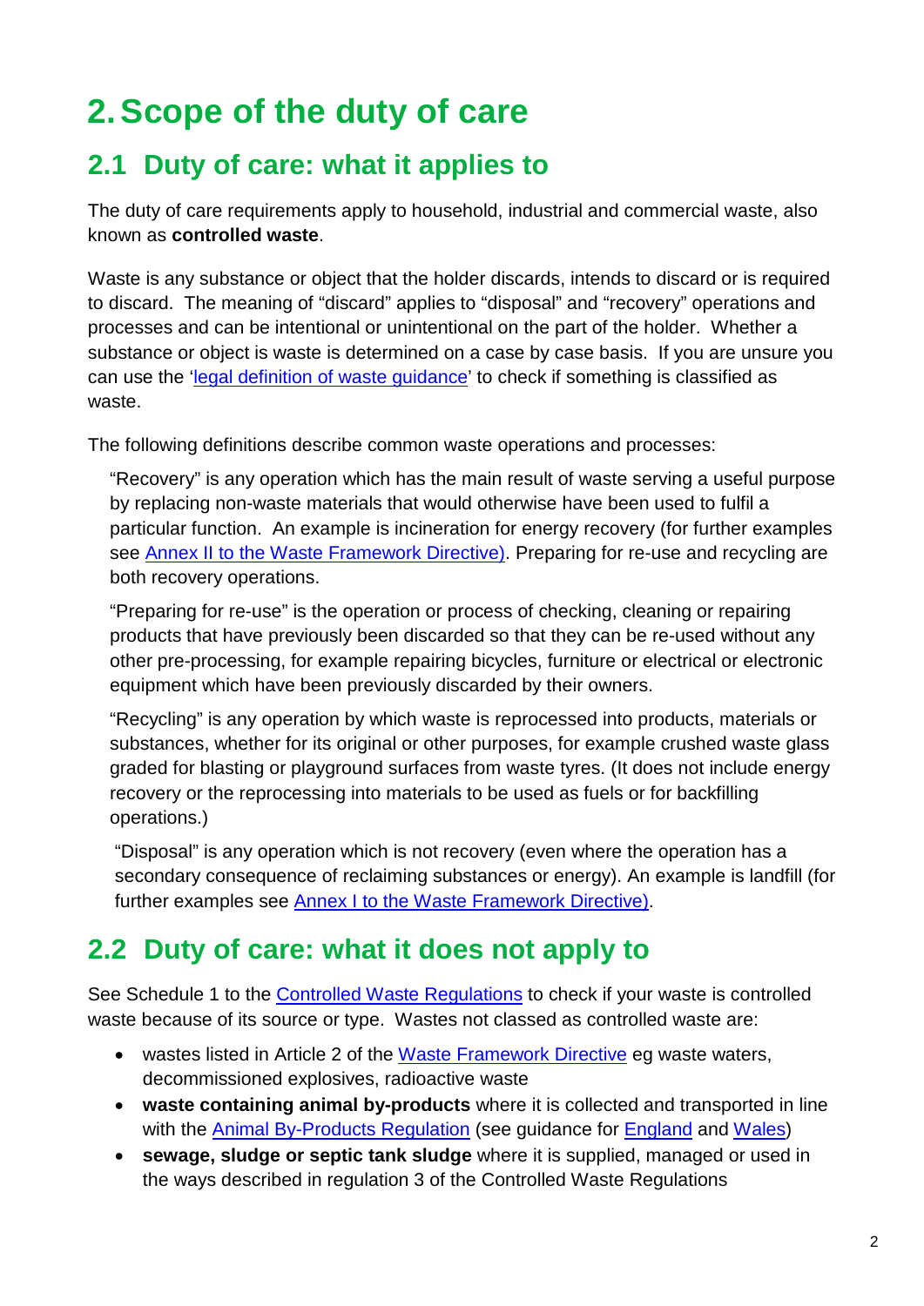# 2. Scope of the duty of care

## 2.1 Duty of care: what it applies to

The duty of care requirements apply to household, industrial and commercial waste, also known as **controlled waste**.

Waste is any substance or object that the holder discards, intends to discard or is required to discard. The meaning of "discard" applies to "disposal" and "recovery" operations and processes and can be intentional or unintentional on the part of the holder. Whether a substance or object is waste is determined on a case by case basis. If you are unsure you can use the 'legal definition of waste guidance' to check if something is classified as waste.

The following definitions describe common waste operations and processes:

"Recovery" is any operation which has the main result of waste serving a useful purpose by replacing non-waste materials that would otherwise have been used to fulfil a particular function. An example is incineration for energy recovery (for further examples see Annex II to the Waste Framework Directive). Preparing for re-use and recycling are both recovery operations.

"Preparing for re-use" is the operation or process of checking, cleaning or repairing products that have previously been discarded so that they can be re-used without any other pre-processing, for example repairing bicycles, furniture or electrical or electronic equipment which have been previously discarded by their owners.

"Recycling" is any operation by which waste is reprocessed into products, materials or substances, whether for its original or other purposes, for example crushed waste glass graded for blasting or playground surfaces from waste tyres. (It does not include energy recovery or the reprocessing into materials to be used as fuels or for backfilling operations.)

"Disposal" is any operation which is not recovery (even where the operation has a secondary consequence of reclaiming substances or energy). An example is landfill (for further examples see Annex I to the Waste Framework Directive).

## 2.2 Duty of care: what it does not apply to

See Schedule 1 to the Controlled Waste Regulations to check if your waste is controlled waste because of its source or type. Wastes not classed as controlled waste are:

- wastes listed in Article 2 of the Waste Framework Directive eg waste waters, decommissioned explosives, radioactive waste
- **waste containing animal by-products** where it is collected and transported in line with the Animal By-Products Regulation (see guidance for England and Wales)
- **sewage, sludge or septic tank sludge** where it is supplied, managed or used in the ways described in regulation 3 of the Controlled Waste Regulations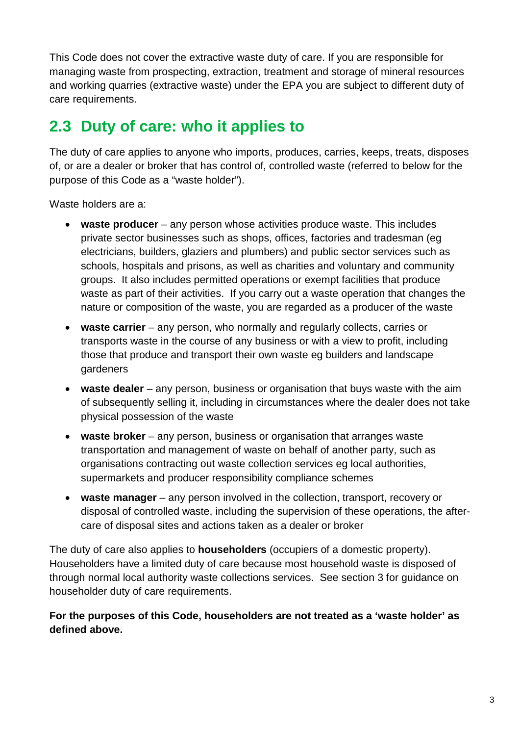This Code does not cover the extractive waste duty of care. If you are responsible for managing waste from prospecting, extraction, treatment and storage of mineral resources and working quarries (extractive waste) under the EPA you are subject to different duty of care requirements.

## 2.3 Duty of care: who it applies to

The duty of care applies to anyone who imports, produces, carries, keeps, treats, disposes of, or are a dealer or broker that has control of, controlled waste (referred to below for the purpose of this Code as a "waste holder").

Waste holders are a:

- **waste producer** – any person whose activities produce waste. This includes private sector businesses such as shops, offices, factories and tradesman (eg electricians, builders, glaziers and plumbers) and public sector services such as schools, hospitals and prisons, as well as charities and voluntary and community groups. It also includes permitted operations or exempt facilities that produce waste as part of their activities. If you carry out a waste operation that changes the nature or composition of the waste, you are regarded as a producer of the waste
- **waste carrier** – any person, who normally and regularly collects, carries or transports waste in the course of any business or with a view to profit, including those that produce and transport their own waste eg builders and landscape gardeners
- **waste dealer** – any person, business or organisation that buys waste with the aim of subsequently selling it, including in circumstances where the dealer does not take physical possession of the waste
- **waste broker** – any person, business or organisation that arranges waste transportation and management of waste on behalf of another party, such as organisations contracting out waste collection services eg local authorities, supermarkets and producer responsibility compliance schemes
- **waste manager** – any person involved in the collection, transport, recovery or disposal of controlled waste, including the supervision of these operations, the after-care of disposal sites and actions taken as a dealer or broker

The duty of care also applies to **householders** (occupiers of a domestic property). Householders have a limited duty of care because most household waste is disposed of through normal local authority waste collections services. See section 3 for guidance on householder duty of care requirements.

**For the purposes of this Code, householders are not treated as a 'waste holder' as defined above.**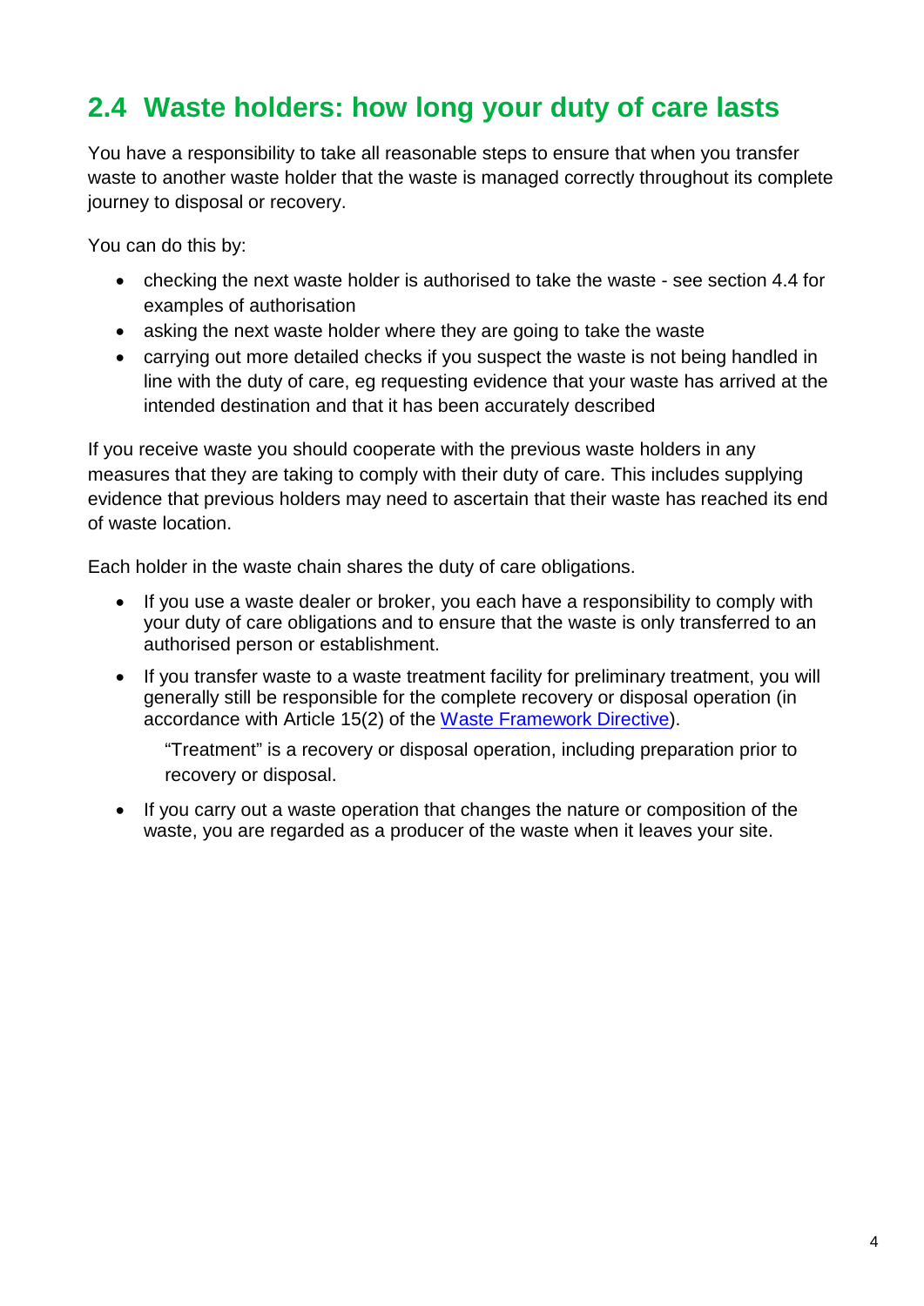## 2.4 Waste holders: how long your duty of care lasts

You have a responsibility to take all reasonable steps to ensure that when you transfer waste to another waste holder that the waste is managed correctly throughout its complete journey to disposal or recovery.

You can do this by:

- checking the next waste holder is authorised to take the waste - see section 4.4 for examples of authorisation
- asking the next waste holder where they are going to take the waste
- carrying out more detailed checks if you suspect the waste is not being handled in line with the duty of care, eg requesting evidence that your waste has arrived at the intended destination and that it has been accurately described

If you receive waste you should cooperate with the previous waste holders in any measures that they are taking to comply with their duty of care. This includes supplying evidence that previous holders may need to ascertain that their waste has reached its end of waste location.

Each holder in the waste chain shares the duty of care obligations.

- If you use a waste dealer or broker, you each have a responsibility to comply with your duty of care obligations and to ensure that the waste is only transferred to an authorised person or establishment.
- If you transfer waste to a waste treatment facility for preliminary treatment, you will generally still be responsible for the complete recovery or disposal operation (in accordance with Article 15(2) of the Waste Framework Directive).

  "Treatment" is a recovery or disposal operation, including preparation prior to recovery or disposal.

- If you carry out a waste operation that changes the nature or composition of the waste, you are regarded as a producer of the waste when it leaves your site.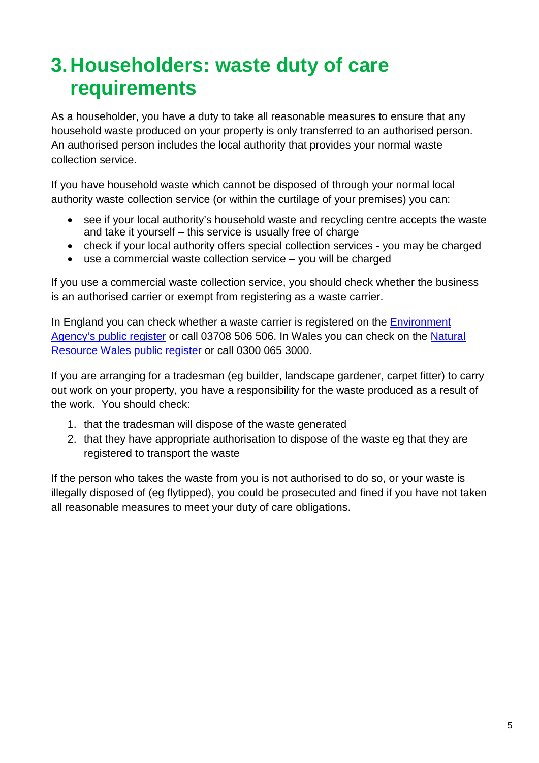# 3. Householders: waste duty of care requirements

As a householder, you have a duty to take all reasonable measures to ensure that any household waste produced on your property is only transferred to an authorised person. An authorised person includes the local authority that provides your normal waste collection service.

If you have household waste which cannot be disposed of through your normal local authority waste collection service (or within the curtilage of your premises) you can:

- see if your local authority's household waste and recycling centre accepts the waste and take it yourself – this service is usually free of charge
- check if your local authority offers special collection services - you may be charged
- use a commercial waste collection service – you will be charged

If you use a commercial waste collection service, you should check whether the business is an authorised carrier or exempt from registering as a waste carrier.

In England you can check whether a waste carrier is registered on the Environment Agency's public register or call 03708 506 506. In Wales you can check on the Natural Resource Wales public register or call 0300 065 3000.

If you are arranging for a tradesman (eg builder, landscape gardener, carpet fitter) to carry out work on your property, you have a responsibility for the waste produced as a result of the work. You should check:

1. that the tradesman will dispose of the waste generated
2. that they have appropriate authorisation to dispose of the waste eg that they are registered to transport the waste

If the person who takes the waste from you is not authorised to do so, or your waste is illegally disposed of (eg flytipped), you could be prosecuted and fined if you have not taken all reasonable measures to meet your duty of care obligations.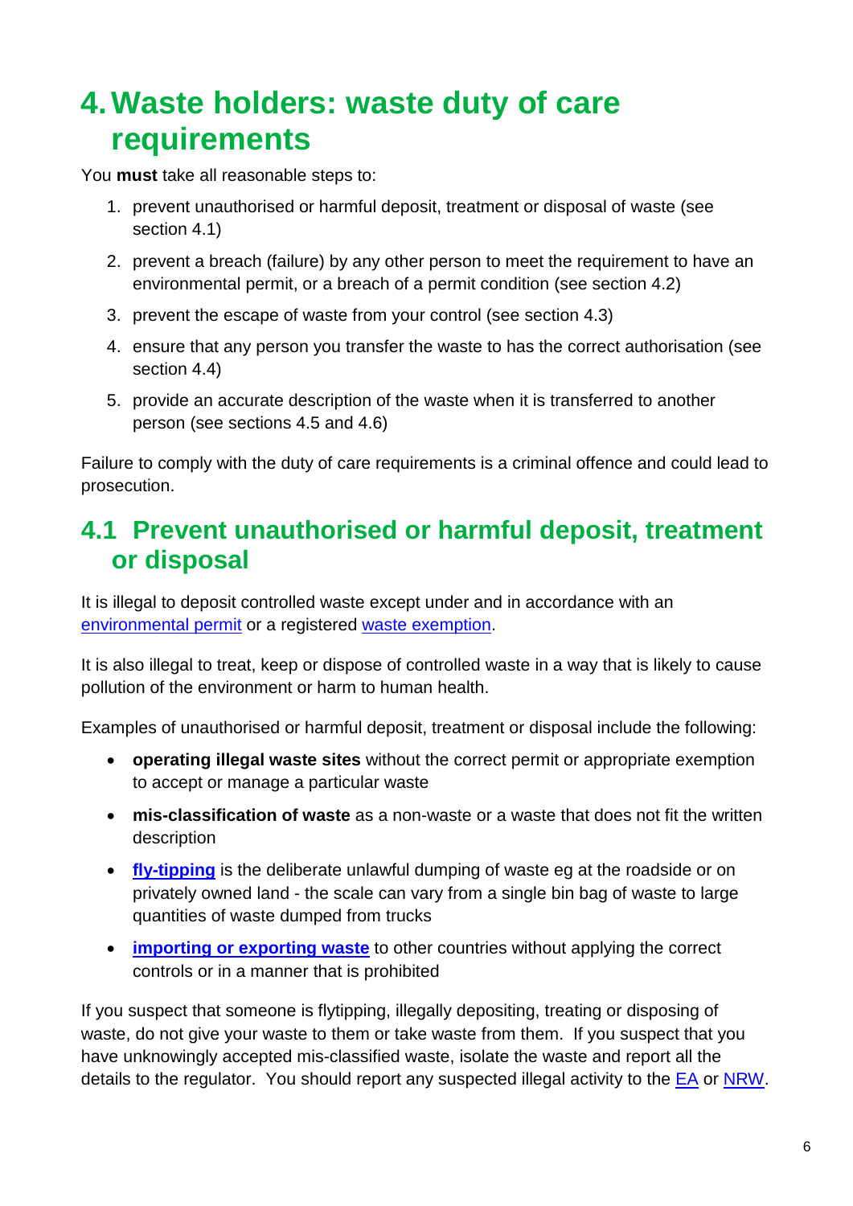# 4. Waste holders: waste duty of care requirements

You **must** take all reasonable steps to:

1. prevent unauthorised or harmful deposit, treatment or disposal of waste (see section 4.1)
2. prevent a breach (failure) by any other person to meet the requirement to have an environmental permit, or a breach of a permit condition (see section 4.2)
3. prevent the escape of waste from your control (see section 4.3)
4. ensure that any person you transfer the waste to has the correct authorisation (see section 4.4)
5. provide an accurate description of the waste when it is transferred to another person (see sections 4.5 and 4.6)

Failure to comply with the duty of care requirements is a criminal offence and could lead to prosecution.

## 4.1 Prevent unauthorised or harmful deposit, treatment or disposal

It is illegal to deposit controlled waste except under and in accordance with an environmental permit or a registered waste exemption.

It is also illegal to treat, keep or dispose of controlled waste in a way that is likely to cause pollution of the environment or harm to human health.

Examples of unauthorised or harmful deposit, treatment or disposal include the following:

- **operating illegal waste sites** without the correct permit or appropriate exemption to accept or manage a particular waste
- **mis-classification of waste** as a non-waste or a waste that does not fit the written description
- **fly-tipping** is the deliberate unlawful dumping of waste eg at the roadside or on privately owned land - the scale can vary from a single bin bag of waste to large quantities of waste dumped from trucks
- **importing or exporting waste** to other countries without applying the correct controls or in a manner that is prohibited

If you suspect that someone is flytipping, illegally depositing, treating or disposing of waste, do not give your waste to them or take waste from them. If you suspect that you have unknowingly accepted mis-classified waste, isolate the waste and report all the details to the regulator. You should report any suspected illegal activity to the EA or NRW.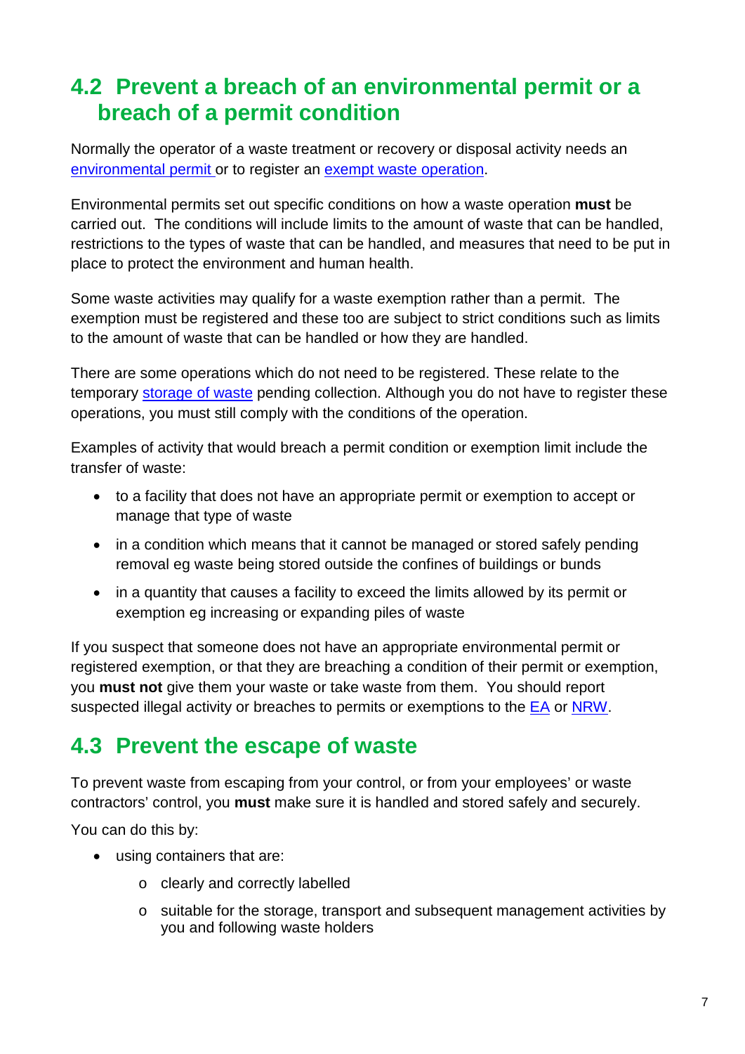## 4.2 Prevent a breach of an environmental permit or a breach of a permit condition

Normally the operator of a waste treatment or recovery or disposal activity needs an environmental permit or to register an exempt waste operation.

Environmental permits set out specific conditions on how a waste operation **must** be carried out. The conditions will include limits to the amount of waste that can be handled, restrictions to the types of waste that can be handled, and measures that need to be put in place to protect the environment and human health.

Some waste activities may qualify for a waste exemption rather than a permit. The exemption must be registered and these too are subject to strict conditions such as limits to the amount of waste that can be handled or how they are handled.

There are some operations which do not need to be registered. These relate to the temporary storage of waste pending collection. Although you do not have to register these operations, you must still comply with the conditions of the operation.

Examples of activity that would breach a permit condition or exemption limit include the transfer of waste:

- to a facility that does not have an appropriate permit or exemption to accept or manage that type of waste
- in a condition which means that it cannot be managed or stored safely pending removal eg waste being stored outside the confines of buildings or bunds
- in a quantity that causes a facility to exceed the limits allowed by its permit or exemption eg increasing or expanding piles of waste

If you suspect that someone does not have an appropriate environmental permit or registered exemption, or that they are breaching a condition of their permit or exemption, you **must not** give them your waste or take waste from them. You should report suspected illegal activity or breaches to permits or exemptions to the EA or NRW.

## 4.3 Prevent the escape of waste

To prevent waste from escaping from your control, or from your employees' or waste contractors' control, you **must** make sure it is handled and stored safely and securely.

You can do this by:

- using containers that are:
  - clearly and correctly labelled
  - suitable for the storage, transport and subsequent management activities by you and following waste holders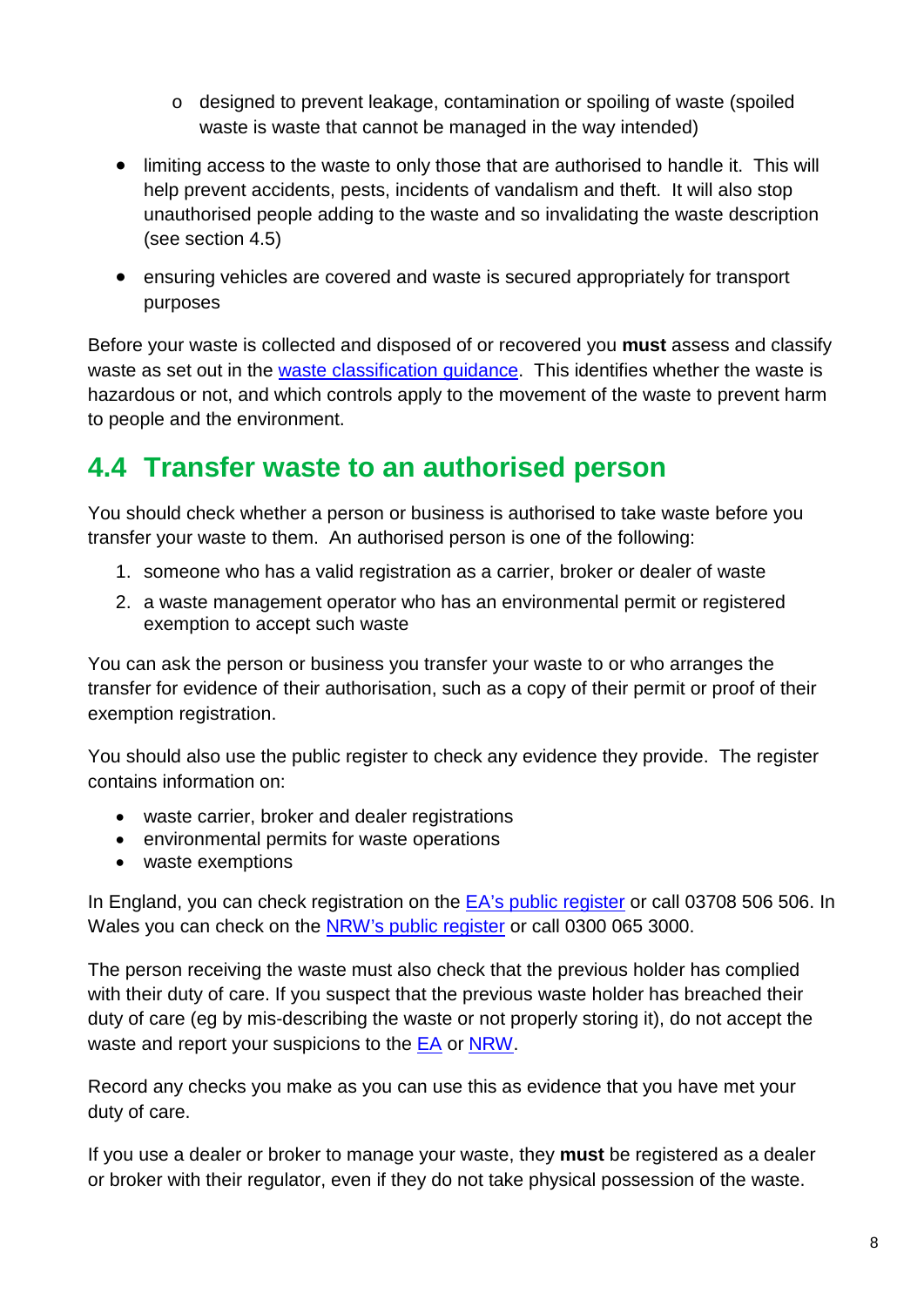- designed to prevent leakage, contamination or spoiling of waste (spoiled waste is waste that cannot be managed in the way intended)
- limiting access to the waste to only those that are authorised to handle it. This will help prevent accidents, pests, incidents of vandalism and theft. It will also stop unauthorised people adding to the waste and so invalidating the waste description (see section 4.5)
- ensuring vehicles are covered and waste is secured appropriately for transport purposes

Before your waste is collected and disposed of or recovered you **must** assess and classify waste as set out in the waste classification guidance. This identifies whether the waste is hazardous or not, and which controls apply to the movement of the waste to prevent harm to people and the environment.

## 4.4 Transfer waste to an authorised person

You should check whether a person or business is authorised to take waste before you transfer your waste to them. An authorised person is one of the following:

1. someone who has a valid registration as a carrier, broker or dealer of waste
2. a waste management operator who has an environmental permit or registered exemption to accept such waste

You can ask the person or business you transfer your waste to or who arranges the transfer for evidence of their authorisation, such as a copy of their permit or proof of their exemption registration.

You should also use the public register to check any evidence they provide. The register contains information on:

- waste carrier, broker and dealer registrations
- environmental permits for waste operations
- waste exemptions

In England, you can check registration on the EA's public register or call 03708 506 506. In Wales you can check on the NRW's public register or call 0300 065 3000.

The person receiving the waste must also check that the previous holder has complied with their duty of care. If you suspect that the previous waste holder has breached their duty of care (eg by mis-describing the waste or not properly storing it), do not accept the waste and report your suspicions to the EA or NRW.

Record any checks you make as you can use this as evidence that you have met your duty of care.

If you use a dealer or broker to manage your waste, they **must** be registered as a dealer or broker with their regulator, even if they do not take physical possession of the waste.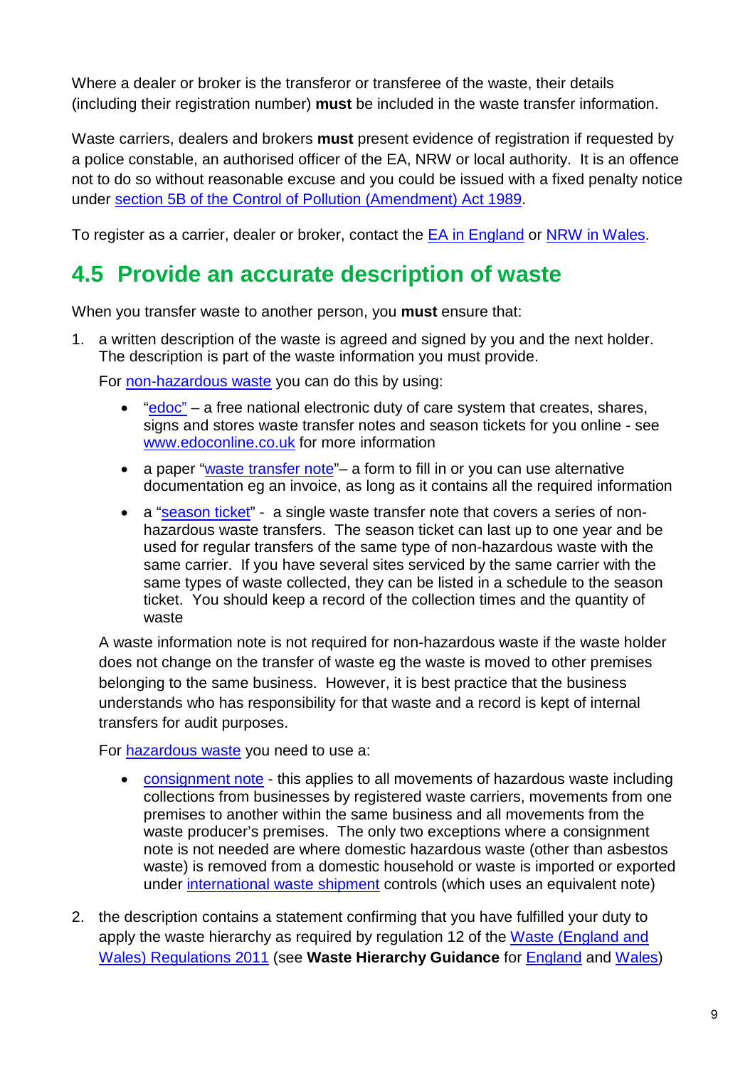Where a dealer or broker is the transferor or transferee of the waste, their details (including their registration number) **must** be included in the waste transfer information.

Waste carriers, dealers and brokers **must** present evidence of registration if requested by a police constable, an authorised officer of the EA, NRW or local authority. It is an offence not to do so without reasonable excuse and you could be issued with a fixed penalty notice under section 5B of the Control of Pollution (Amendment) Act 1989.

To register as a carrier, dealer or broker, contact the EA in England or NRW in Wales.

## 4.5 Provide an accurate description of waste

When you transfer waste to another person, you **must** ensure that:

1. a written description of the waste is agreed and signed by you and the next holder. The description is part of the waste information you must provide.

   For non-hazardous waste you can do this by using:

   - "edoc" – a free national electronic duty of care system that creates, shares, signs and stores waste transfer notes and season tickets for you online - see www.edoconline.co.uk for more information
   - a paper "waste transfer note"– a form to fill in or you can use alternative documentation eg an invoice, as long as it contains all the required information
   - a "season ticket" - a single waste transfer note that covers a series of non-hazardous waste transfers. The season ticket can last up to one year and be used for regular transfers of the same type of non-hazardous waste with the same carrier. If you have several sites serviced by the same carrier with the same types of waste collected, they can be listed in a schedule to the season ticket. You should keep a record of the collection times and the quantity of waste

   A waste information note is not required for non-hazardous waste if the waste holder does not change on the transfer of waste eg the waste is moved to other premises belonging to the same business. However, it is best practice that the business understands who has responsibility for that waste and a record is kept of internal transfers for audit purposes.

   For hazardous waste you need to use a:

   - consignment note - this applies to all movements of hazardous waste including collections from businesses by registered waste carriers, movements from one premises to another within the same business and all movements from the waste producer's premises. The only two exceptions where a consignment note is not needed are where domestic hazardous waste (other than asbestos waste) is removed from a domestic household or waste is imported or exported under international waste shipment controls (which uses an equivalent note)

2. the description contains a statement confirming that you have fulfilled your duty to apply the waste hierarchy as required by regulation 12 of the Waste (England and Wales) Regulations 2011 (see **Waste Hierarchy Guidance** for England and Wales)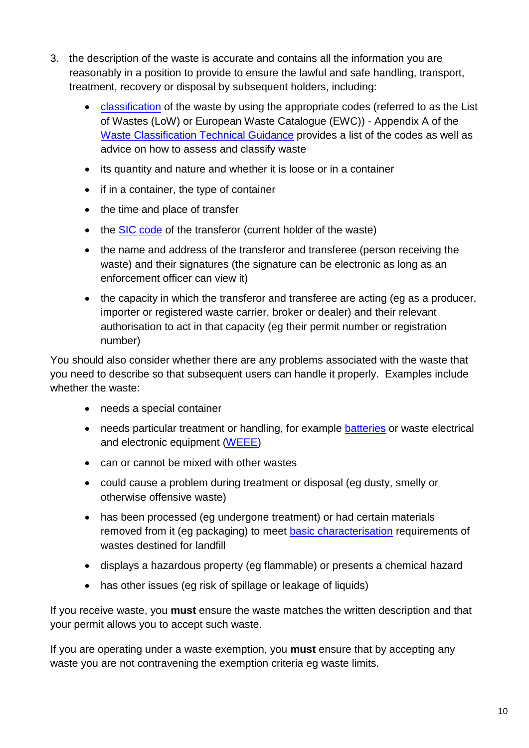3. the description of the waste is accurate and contains all the information you are reasonably in a position to provide to ensure the lawful and safe handling, transport, treatment, recovery or disposal by subsequent holders, including:

    - classification of the waste by using the appropriate codes (referred to as the List of Wastes (LoW) or European Waste Catalogue (EWC)) - Appendix A of the Waste Classification Technical Guidance provides a list of the codes as well as advice on how to assess and classify waste
    - its quantity and nature and whether it is loose or in a container
    - if in a container, the type of container
    - the time and place of transfer
    - the SIC code of the transferor (current holder of the waste)
    - the name and address of the transferor and transferee (person receiving the waste) and their signatures (the signature can be electronic as long as an enforcement officer can view it)
    - the capacity in which the transferor and transferee are acting (eg as a producer, importer or registered waste carrier, broker or dealer) and their relevant authorisation to act in that capacity (eg their permit number or registration number)

You should also consider whether there are any problems associated with the waste that you need to describe so that subsequent users can handle it properly. Examples include whether the waste:

- needs a special container
- needs particular treatment or handling, for example batteries or waste electrical and electronic equipment (WEEE)
- can or cannot be mixed with other wastes
- could cause a problem during treatment or disposal (eg dusty, smelly or otherwise offensive waste)
- has been processed (eg undergone treatment) or had certain materials removed from it (eg packaging) to meet basic characterisation requirements of wastes destined for landfill
- displays a hazardous property (eg flammable) or presents a chemical hazard
- has other issues (eg risk of spillage or leakage of liquids)

If you receive waste, you **must** ensure the waste matches the written description and that your permit allows you to accept such waste.

If you are operating under a waste exemption, you **must** ensure that by accepting any waste you are not contravening the exemption criteria eg waste limits.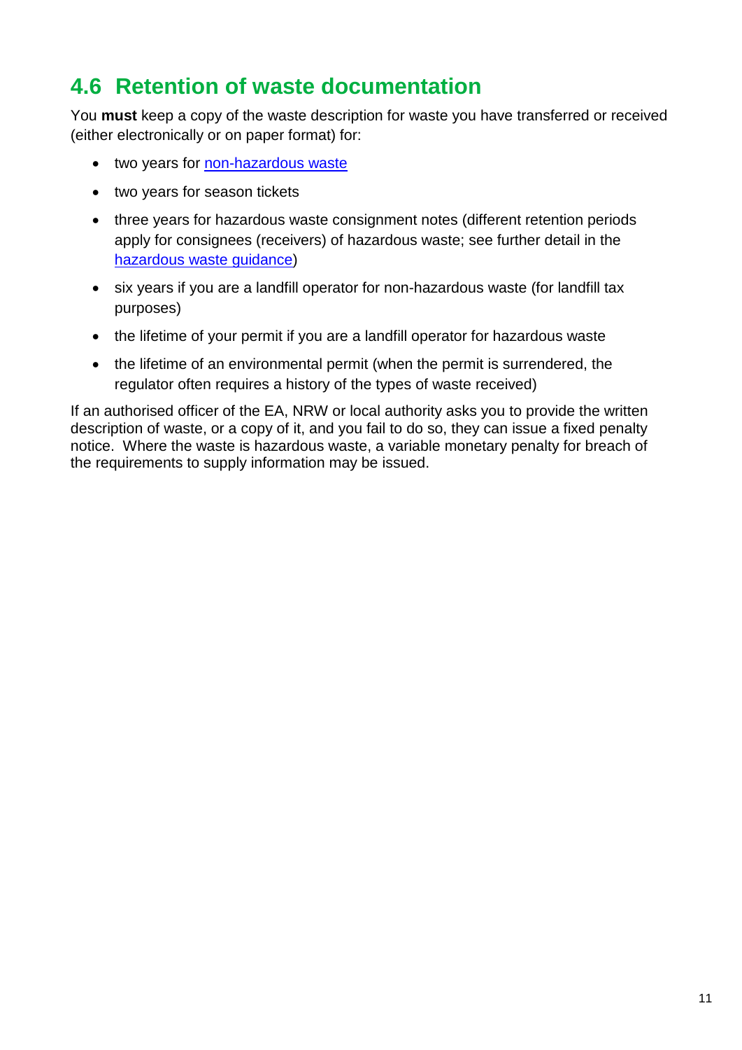## 4.6 Retention of waste documentation

You **must** keep a copy of the waste description for waste you have transferred or received (either electronically or on paper format) for:

- two years for non-hazardous waste
- two years for season tickets
- three years for hazardous waste consignment notes (different retention periods apply for consignees (receivers) of hazardous waste; see further detail in the hazardous waste guidance)
- six years if you are a landfill operator for non-hazardous waste (for landfill tax purposes)
- the lifetime of your permit if you are a landfill operator for hazardous waste
- the lifetime of an environmental permit (when the permit is surrendered, the regulator often requires a history of the types of waste received)

If an authorised officer of the EA, NRW or local authority asks you to provide the written description of waste, or a copy of it, and you fail to do so, they can issue a fixed penalty notice. Where the waste is hazardous waste, a variable monetary penalty for breach of the requirements to supply information may be issued.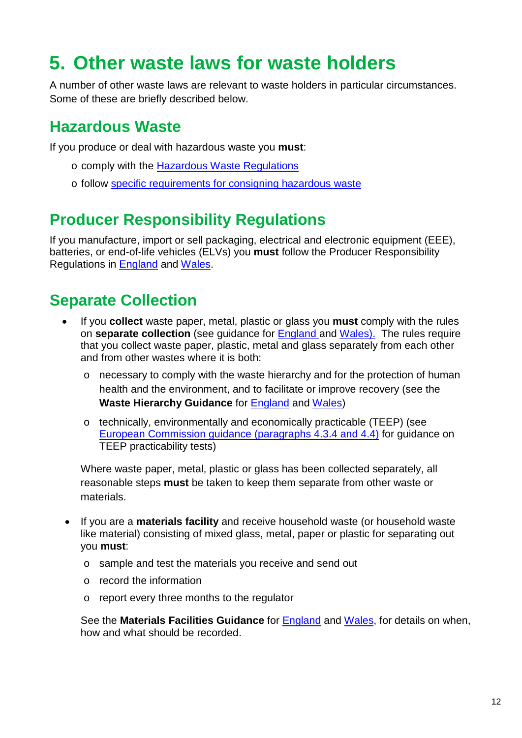# 5. Other waste laws for waste holders

A number of other waste laws are relevant to waste holders in particular circumstances. Some of these are briefly described below.

## Hazardous Waste

If you produce or deal with hazardous waste you **must**:

- comply with the Hazardous Waste Regulations
- follow specific requirements for consigning hazardous waste

## Producer Responsibility Regulations

If you manufacture, import or sell packaging, electrical and electronic equipment (EEE), batteries, or end-of-life vehicles (ELVs) you **must** follow the Producer Responsibility Regulations in England and Wales.

## Separate Collection

- If you **collect** waste paper, metal, plastic or glass you **must** comply with the rules on **separate collection** (see guidance for England and Wales). The rules require that you collect waste paper, plastic, metal and glass separately from each other and from other wastes where it is both:
  - necessary to comply with the waste hierarchy and for the protection of human health and the environment, and to facilitate or improve recovery (see the **Waste Hierarchy Guidance** for England and Wales)
  - technically, environmentally and economically practicable (TEEP) (see European Commission guidance (paragraphs 4.3.4 and 4.4) for guidance on TEEP practicability tests)

  Where waste paper, metal, plastic or glass has been collected separately, all reasonable steps **must** be taken to keep them separate from other waste or materials.

- If you are a **materials facility** and receive household waste (or household waste like material) consisting of mixed glass, metal, paper or plastic for separating out you **must**:
  - sample and test the materials you receive and send out
  - record the information
  - report every three months to the regulator

  See the **Materials Facilities Guidance** for England and Wales, for details on when, how and what should be recorded.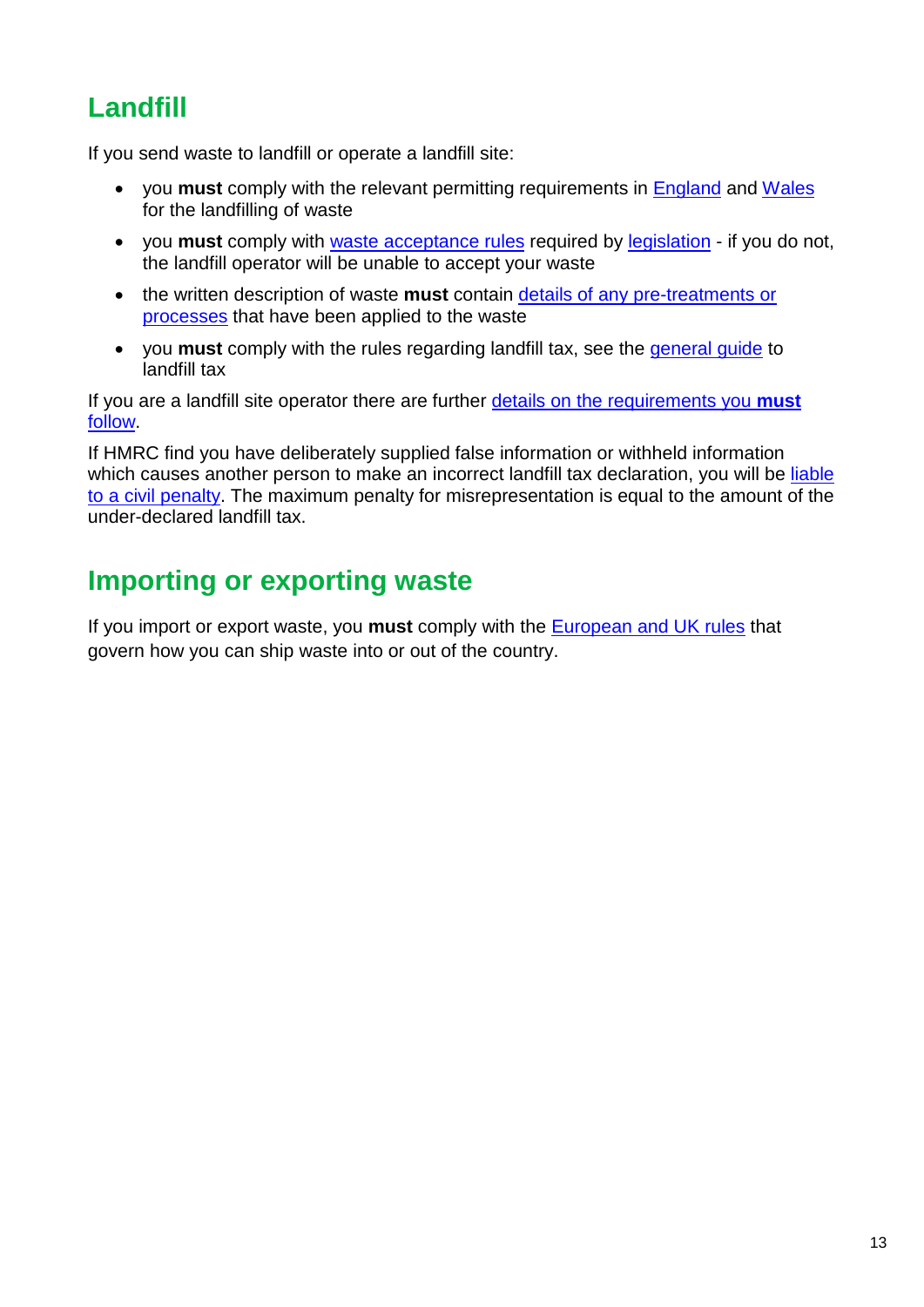## Landfill

If you send waste to landfill or operate a landfill site:

- you **must** comply with the relevant permitting requirements in England and Wales for the landfilling of waste
- you **must** comply with waste acceptance rules required by legislation - if you do not, the landfill operator will be unable to accept your waste
- the written description of waste **must** contain details of any pre-treatments or processes that have been applied to the waste
- you **must** comply with the rules regarding landfill tax, see the general guide to landfill tax

If you are a landfill site operator there are further details on the requirements you **must** follow.

If HMRC find you have deliberately supplied false information or withheld information which causes another person to make an incorrect landfill tax declaration, you will be liable to a civil penalty. The maximum penalty for misrepresentation is equal to the amount of the under-declared landfill tax.

## Importing or exporting waste

If you import or export waste, you **must** comply with the European and UK rules that govern how you can ship waste into or out of the country.